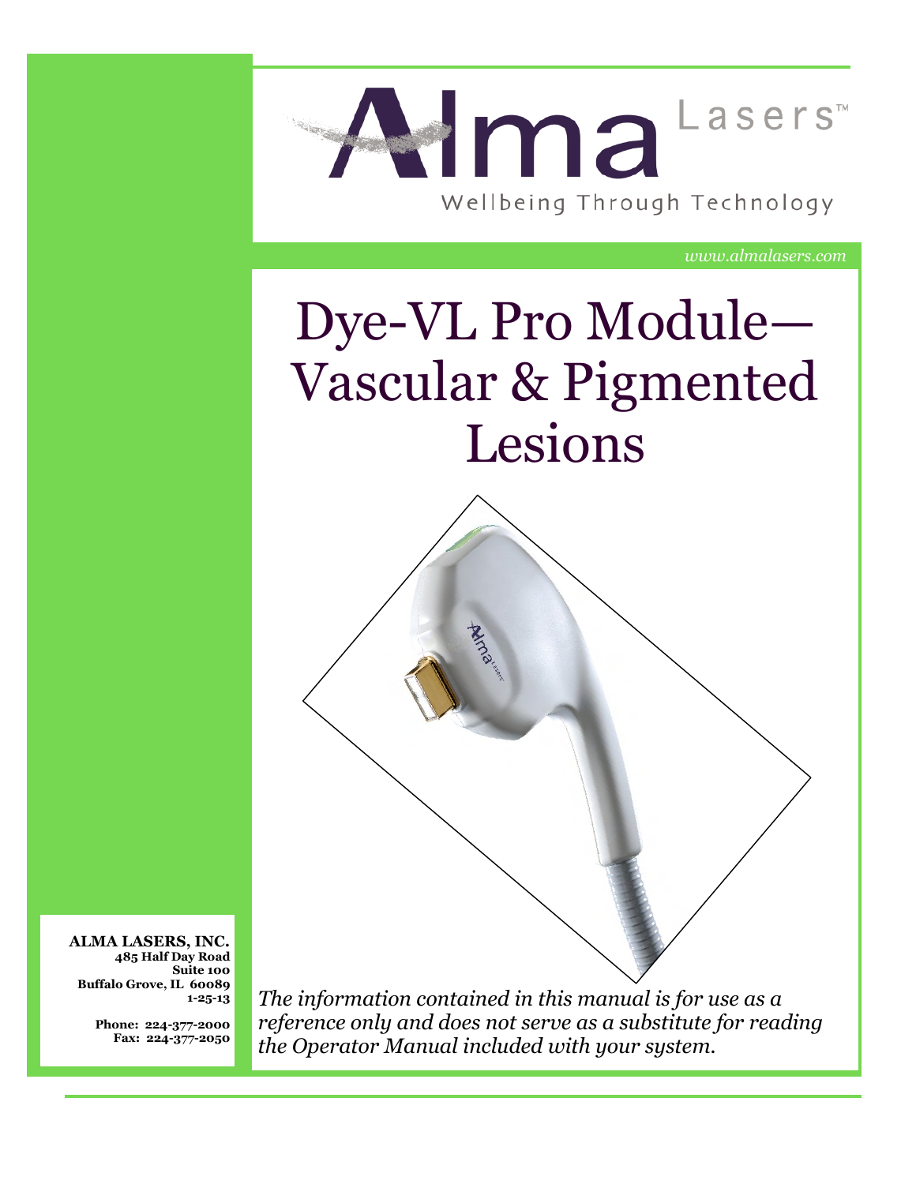Alma Lasers™

Wellbeing Through Technology

*www.almalasers.com*

# Dye-VL Pro Module—Vascular & Pigmented Lesions

**ALMA LASERS, INC.**
**485 Half Day Road**
**Suite 100**
**Buffalo Grove, IL 60089**
**1-25-13**

**Phone: 224-377-2000**
**Fax: 224-377-2050**

*The information contained in this manual is for use as a reference only and does not serve as a substitute for reading the Operator Manual included with your system.*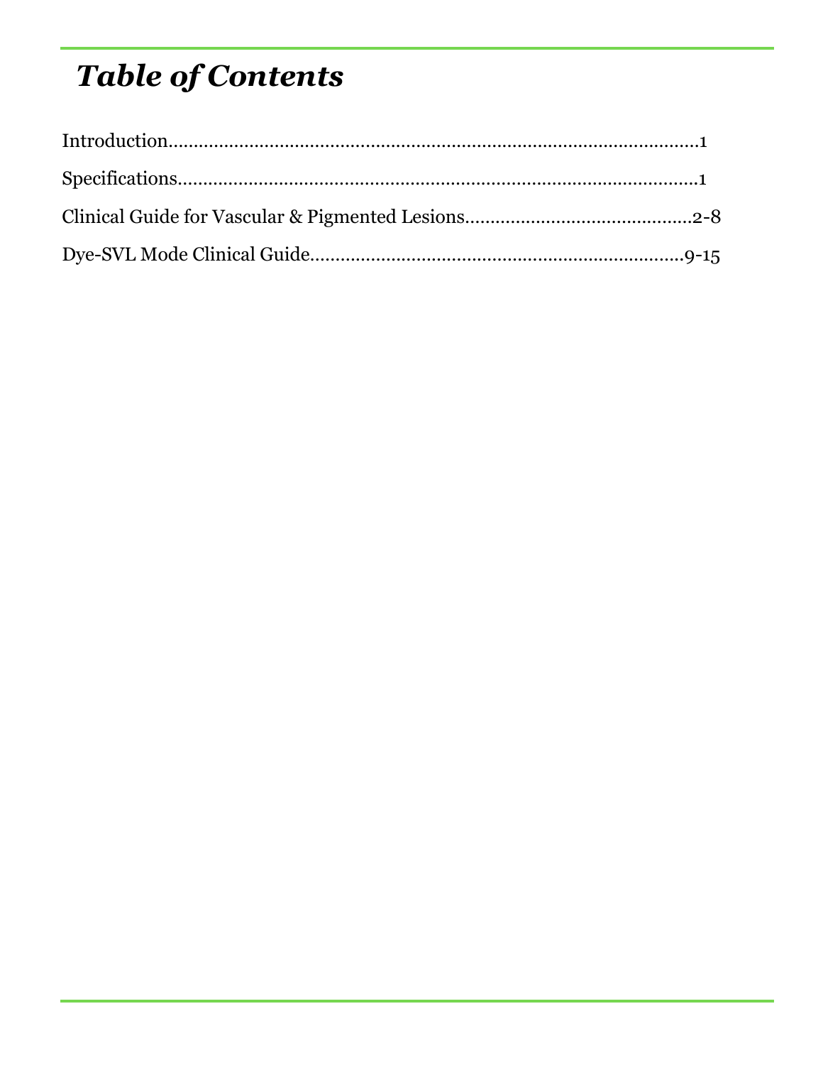# *Table of Contents*

Introduction.........................................................................................................1

Specifications.......................................................................................................1

Clinical Guide for Vascular & Pigmented Lesions.............................................2-8

Dye-SVL Mode Clinical Guide..........................................................................9-15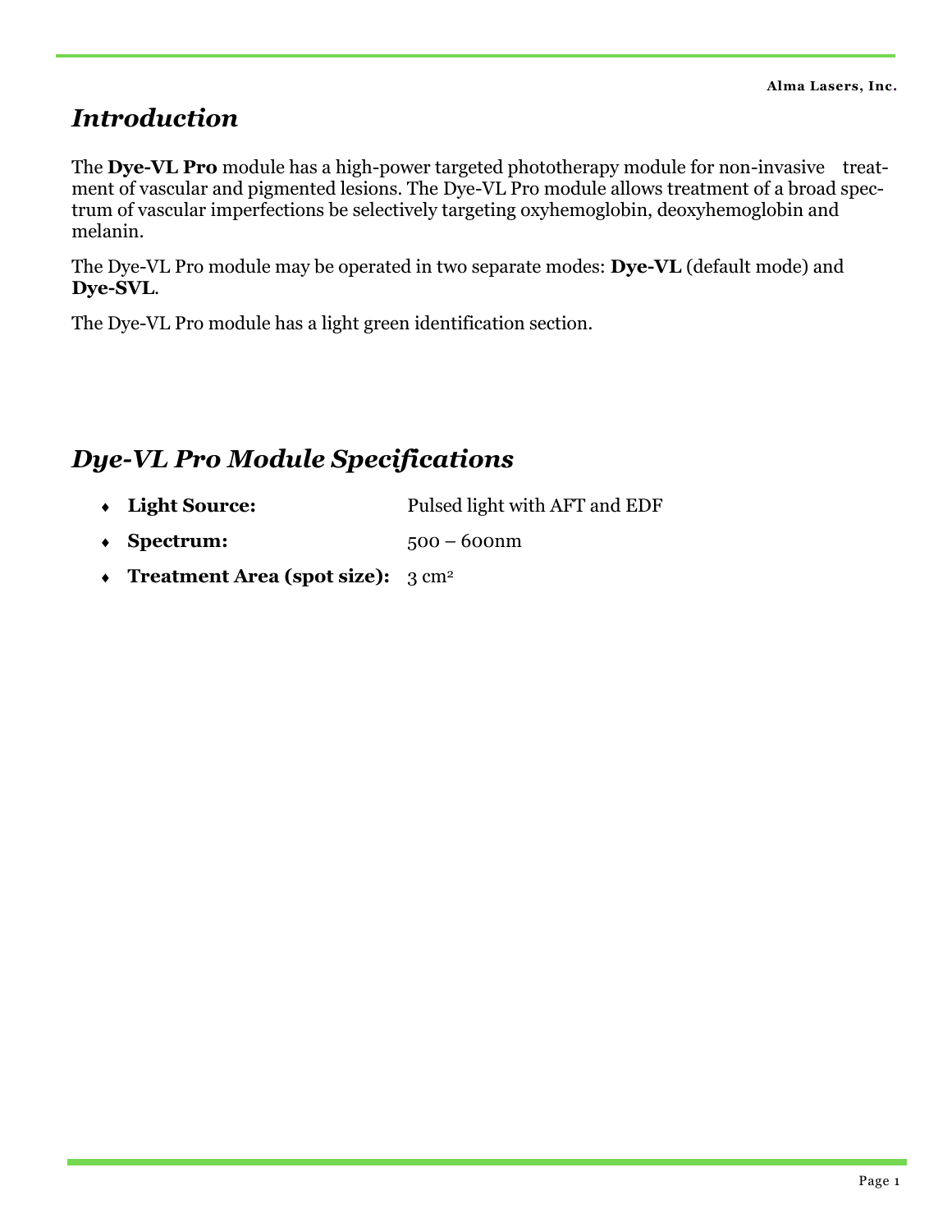## *Introduction*

The **Dye-VL Pro** module has a high-power targeted phototherapy module for non-invasive treatment of vascular and pigmented lesions. The Dye-VL Pro module allows treatment of a broad spectrum of vascular imperfections be selectively targeting oxyhemoglobin, deoxyhemoglobin and melanin.

The Dye-VL Pro module may be operated in two separate modes: **Dye-VL** (default mode) and **Dye-SVL**.

The Dye-VL Pro module has a light green identification section.

## *Dye-VL Pro Module Specifications*

- **Light Source:** Pulsed light with AFT and EDF
- **Spectrum:** 500 – 600nm
- **Treatment Area (spot size):** 3 $cm^2$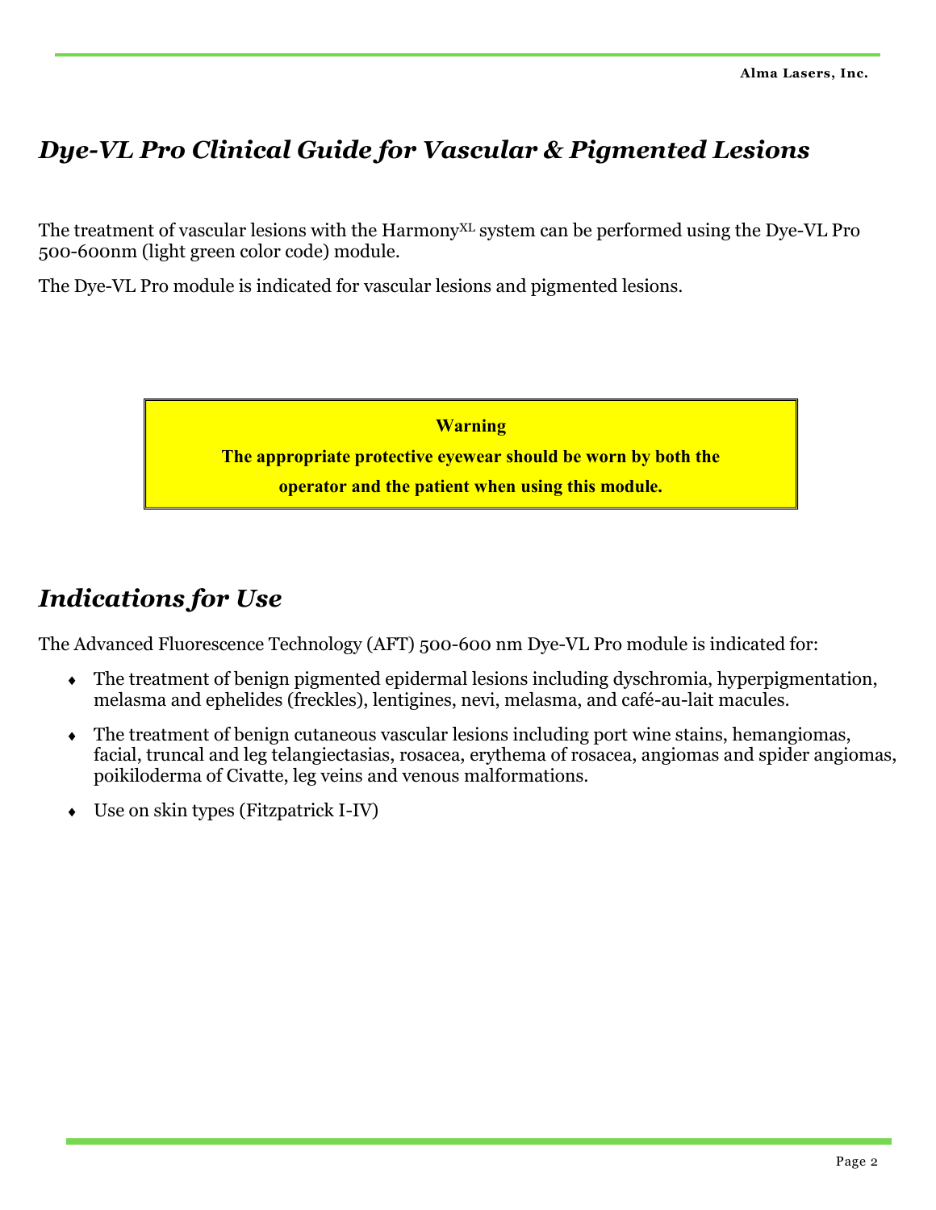# *Dye-VL Pro Clinical Guide for Vascular & Pigmented Lesions*

The treatment of vascular lesions with the Harmony$^{XL}$ system can be performed using the Dye-VL Pro 500-600nm (light green color code) module.

The Dye-VL Pro module is indicated for vascular lesions and pigmented lesions.

> **Warning**
>
> **The appropriate protective eyewear should be worn by both the operator and the patient when using this module.**

## *Indications for Use*

The Advanced Fluorescence Technology (AFT) 500-600 nm Dye-VL Pro module is indicated for:

- The treatment of benign pigmented epidermal lesions including dyschromia, hyperpigmentation, melasma and ephelides (freckles), lentigines, nevi, melasma, and café-au-lait macules.
- The treatment of benign cutaneous vascular lesions including port wine stains, hemangiomas, facial, truncal and leg telangiectasias, rosacea, erythema of rosacea, angiomas and spider angiomas, poikiloderma of Civatte, leg veins and venous malformations.
- Use on skin types (Fitzpatrick I-IV)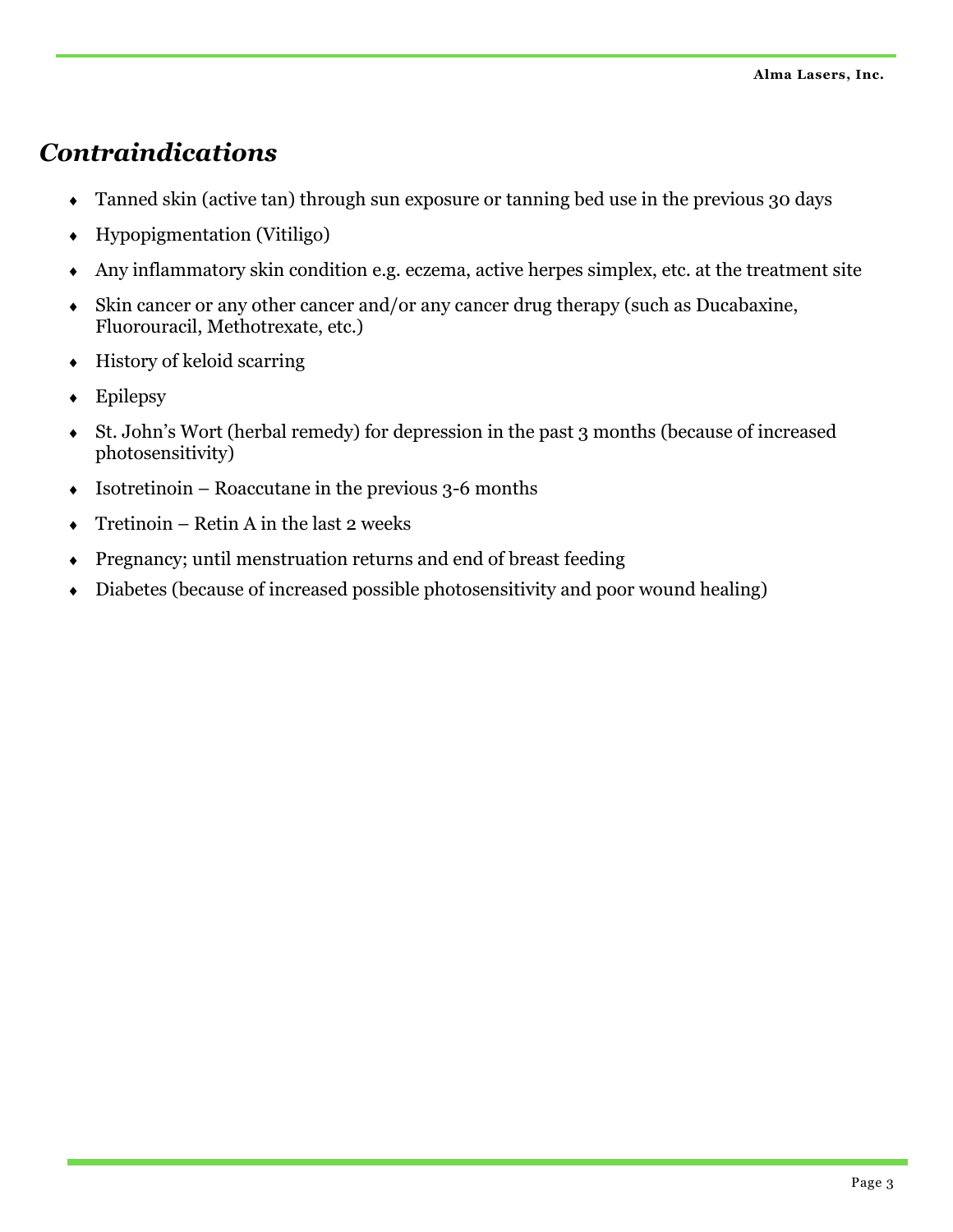## *Contraindications*

- Tanned skin (active tan) through sun exposure or tanning bed use in the previous 30 days
- Hypopigmentation (Vitiligo)
- Any inflammatory skin condition e.g. eczema, active herpes simplex, etc. at the treatment site
- Skin cancer or any other cancer and/or any cancer drug therapy (such as Ducabaxine, Fluorouracil, Methotrexate, etc.)
- History of keloid scarring
- Epilepsy
- St. John's Wort (herbal remedy) for depression in the past 3 months (because of increased photosensitivity)
- Isotretinoin – Roaccutane in the previous 3-6 months
- Tretinoin – Retin A in the last 2 weeks
- Pregnancy; until menstruation returns and end of breast feeding
- Diabetes (because of increased possible photosensitivity and poor wound healing)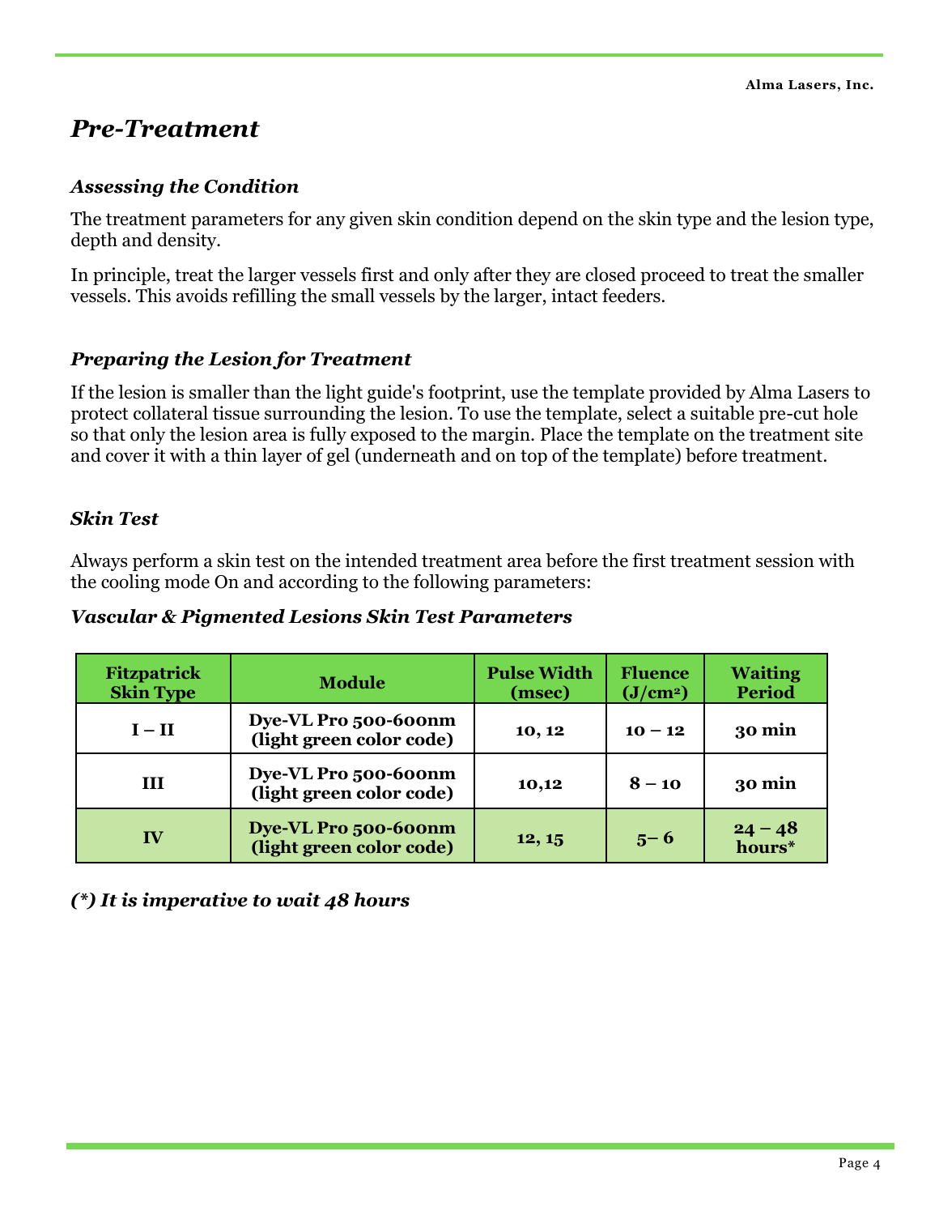# *Pre-Treatment*

### *Assessing the Condition*

The treatment parameters for any given skin condition depend on the skin type and the lesion type, depth and density.

In principle, treat the larger vessels first and only after they are closed proceed to treat the smaller vessels. This avoids refilling the small vessels by the larger, intact feeders.

### *Preparing the Lesion for Treatment*

If the lesion is smaller than the light guide's footprint, use the template provided by Alma Lasers to protect collateral tissue surrounding the lesion. To use the template, select a suitable pre-cut hole so that only the lesion area is fully exposed to the margin. Place the template on the treatment site and cover it with a thin layer of gel (underneath and on top of the template) before treatment.

### *Skin Test*

Always perform a skin test on the intended treatment area before the first treatment session with the cooling mode On and according to the following parameters:

***Vascular & Pigmented Lesions Skin Test Parameters***

| Fitzpatrick Skin Type | Module | Pulse Width (msec) | Fluence ($J/cm^2$) | Waiting Period |
|---|---|---|---|---|
| **I – II** | **Dye-VL Pro 500-600nm (light green color code)** | **10, 12** | **10 – 12** | **30 min** |
| **III** | **Dye-VL Pro 500-600nm (light green color code)** | **10,12** | **8 – 10** | **30 min** |
| **IV** | **Dye-VL Pro 500-600nm (light green color code)** | **12, 15** | **5– 6** | **24 – 48 hours*** |

***(*) It is imperative to wait 48 hours***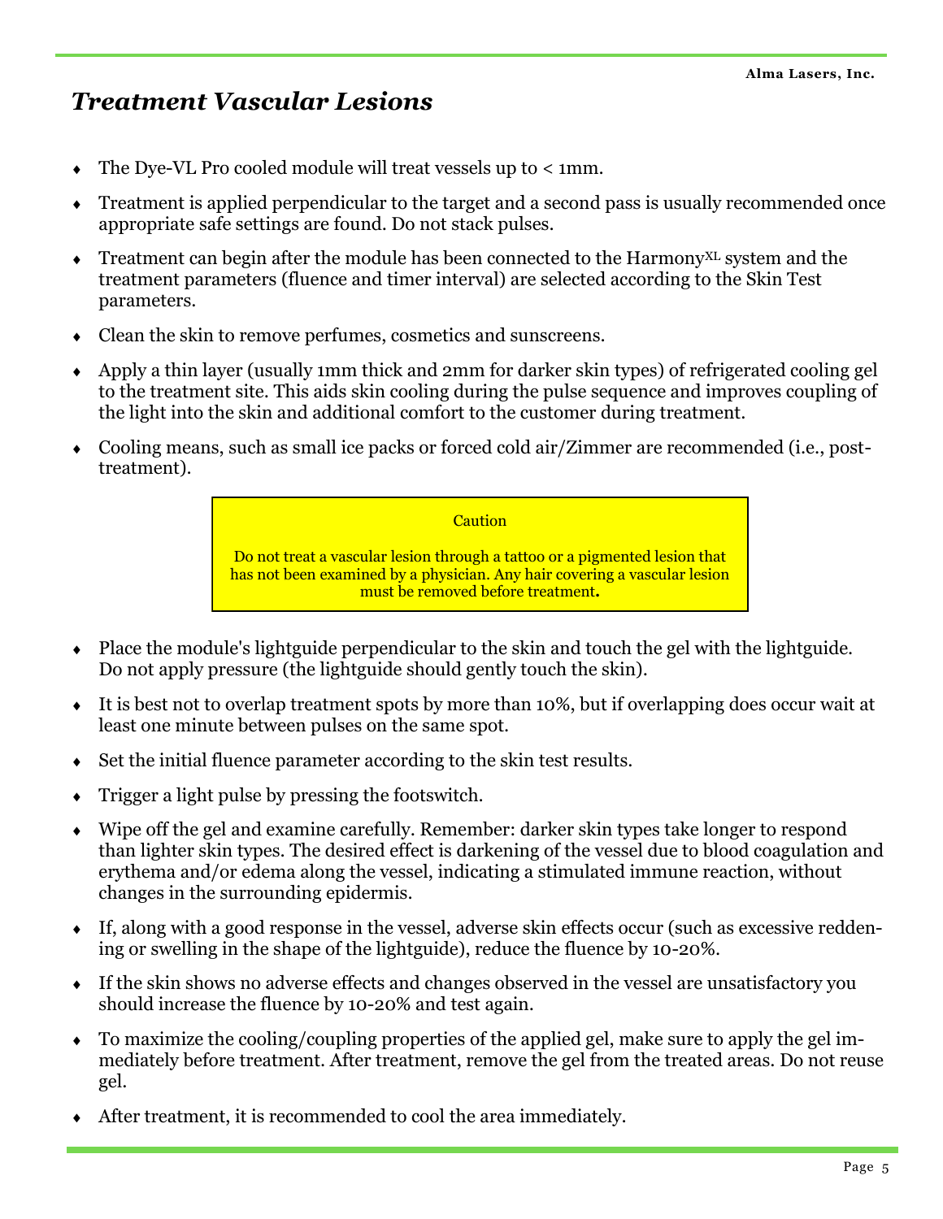# *Treatment Vascular Lesions*

- The Dye-VL Pro cooled module will treat vessels up to < 1mm.
- Treatment is applied perpendicular to the target and a second pass is usually recommended once appropriate safe settings are found. Do not stack pulses.
- Treatment can begin after the module has been connected to the Harmony$^{XL}$ system and the treatment parameters (fluence and timer interval) are selected according to the Skin Test parameters.
- Clean the skin to remove perfumes, cosmetics and sunscreens.
- Apply a thin layer (usually 1mm thick and 2mm for darker skin types) of refrigerated cooling gel to the treatment site. This aids skin cooling during the pulse sequence and improves coupling of the light into the skin and additional comfort to the customer during treatment.
- Cooling means, such as small ice packs or forced cold air/Zimmer are recommended (i.e., post-treatment).

> Caution
>
> Do not treat a vascular lesion through a tattoo or a pigmented lesion that has not been examined by a physician. Any hair covering a vascular lesion must be removed before treatment**.**

- Place the module's lightguide perpendicular to the skin and touch the gel with the lightguide. Do not apply pressure (the lightguide should gently touch the skin).
- It is best not to overlap treatment spots by more than 10%, but if overlapping does occur wait at least one minute between pulses on the same spot.
- Set the initial fluence parameter according to the skin test results.
- Trigger a light pulse by pressing the footswitch.
- Wipe off the gel and examine carefully. Remember: darker skin types take longer to respond than lighter skin types. The desired effect is darkening of the vessel due to blood coagulation and erythema and/or edema along the vessel, indicating a stimulated immune reaction, without changes in the surrounding epidermis.
- If, along with a good response in the vessel, adverse skin effects occur (such as excessive reddening or swelling in the shape of the lightguide), reduce the fluence by 10-20%.
- If the skin shows no adverse effects and changes observed in the vessel are unsatisfactory you should increase the fluence by 10-20% and test again.
- To maximize the cooling/coupling properties of the applied gel, make sure to apply the gel immediately before treatment. After treatment, remove the gel from the treated areas. Do not reuse gel.
- After treatment, it is recommended to cool the area immediately.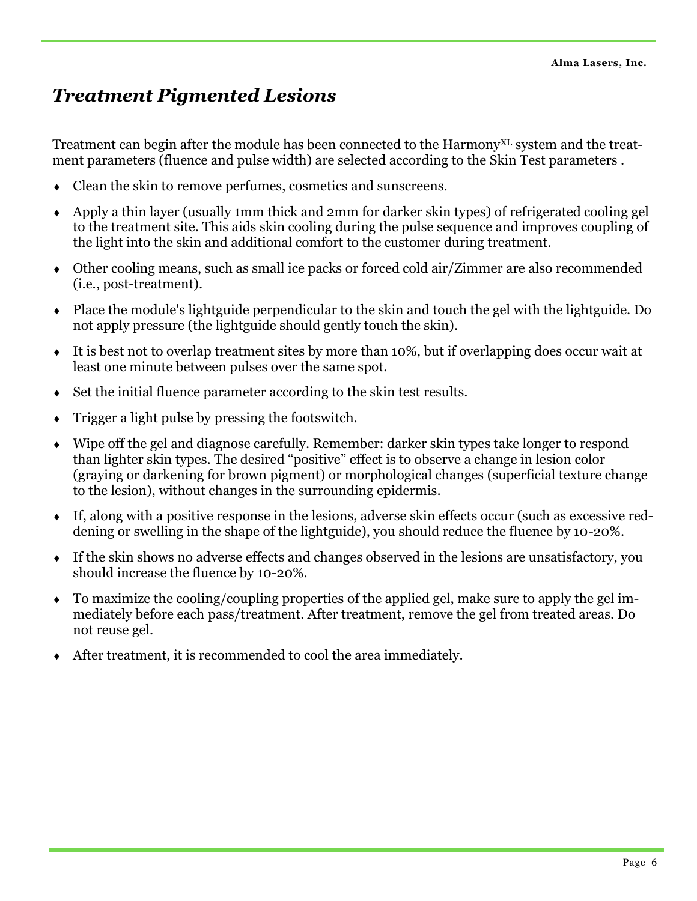## *Treatment Pigmented Lesions*

Treatment can begin after the module has been connected to the Harmony$^{XL}$ system and the treatment parameters (fluence and pulse width) are selected according to the Skin Test parameters .

- Clean the skin to remove perfumes, cosmetics and sunscreens.
- Apply a thin layer (usually 1mm thick and 2mm for darker skin types) of refrigerated cooling gel to the treatment site. This aids skin cooling during the pulse sequence and improves coupling of the light into the skin and additional comfort to the customer during treatment.
- Other cooling means, such as small ice packs or forced cold air/Zimmer are also recommended (i.e., post-treatment).
- Place the module's lightguide perpendicular to the skin and touch the gel with the lightguide. Do not apply pressure (the lightguide should gently touch the skin).
- It is best not to overlap treatment sites by more than 10%, but if overlapping does occur wait at least one minute between pulses over the same spot.
- Set the initial fluence parameter according to the skin test results.
- Trigger a light pulse by pressing the footswitch.
- Wipe off the gel and diagnose carefully. Remember: darker skin types take longer to respond than lighter skin types. The desired "positive" effect is to observe a change in lesion color (graying or darkening for brown pigment) or morphological changes (superficial texture change to the lesion), without changes in the surrounding epidermis.
- If, along with a positive response in the lesions, adverse skin effects occur (such as excessive reddening or swelling in the shape of the lightguide), you should reduce the fluence by 10-20%.
- If the skin shows no adverse effects and changes observed in the lesions are unsatisfactory, you should increase the fluence by 10-20%.
- To maximize the cooling/coupling properties of the applied gel, make sure to apply the gel immediately before each pass/treatment. After treatment, remove the gel from treated areas. Do not reuse gel.
- After treatment, it is recommended to cool the area immediately.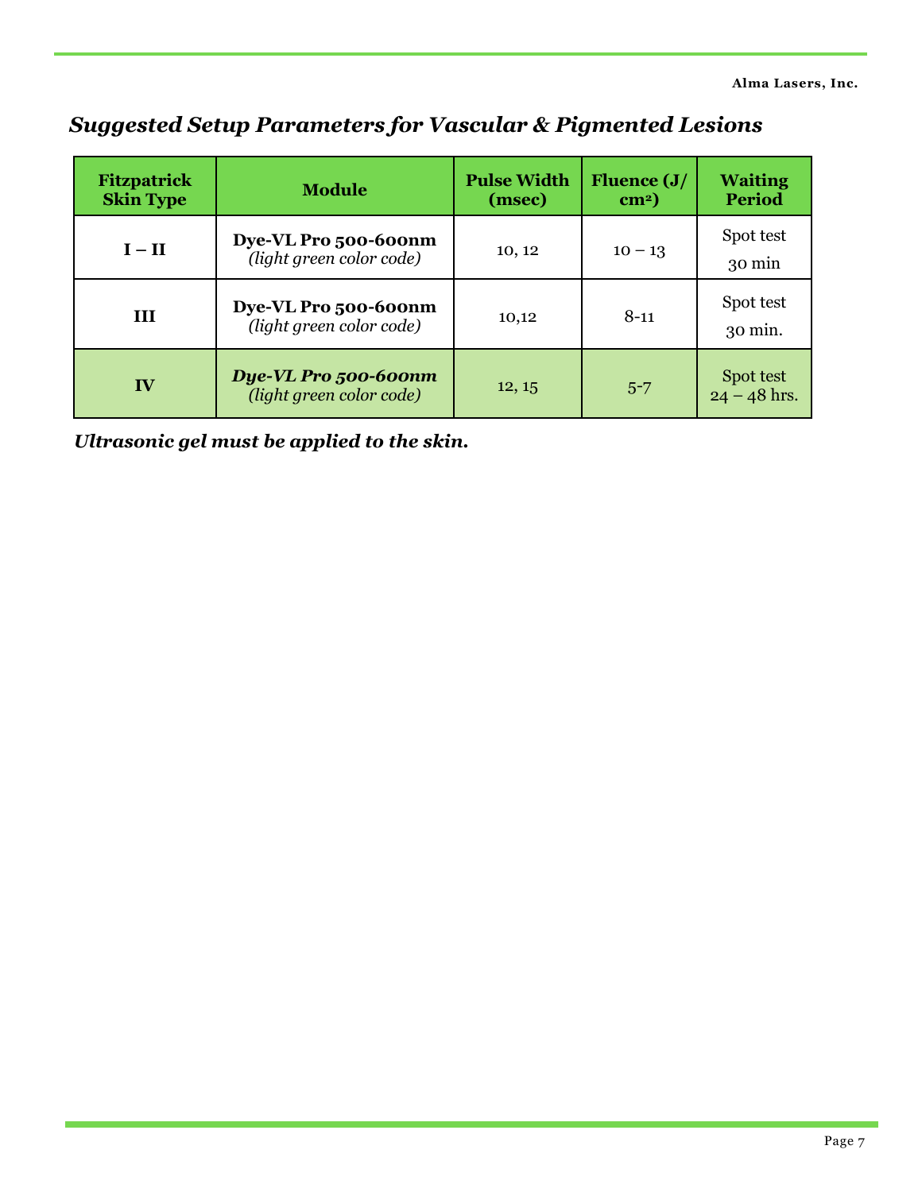## *Suggested Setup Parameters for Vascular & Pigmented Lesions*

| Fitzpatrick Skin Type | Module | Pulse Width (msec) | Fluence (J/cm²) | Waiting Period |
|---|---|---|---|---|
| **I – II** | **Dye-VL Pro 500-600nm** *(light green color code)* | 10, 12 | 10 – 13 | Spot test 30 min |
| **III** | **Dye-VL Pro 500-600nm** *(light green color code)* | 10,12 | 8-11 | Spot test 30 min. |
| **IV** | ***Dye-VL Pro 500-600nm*** *(light green color code)* | 12, 15 | 5-7 | Spot test 24 – 48 hrs. |

***Ultrasonic gel must be applied to the skin.***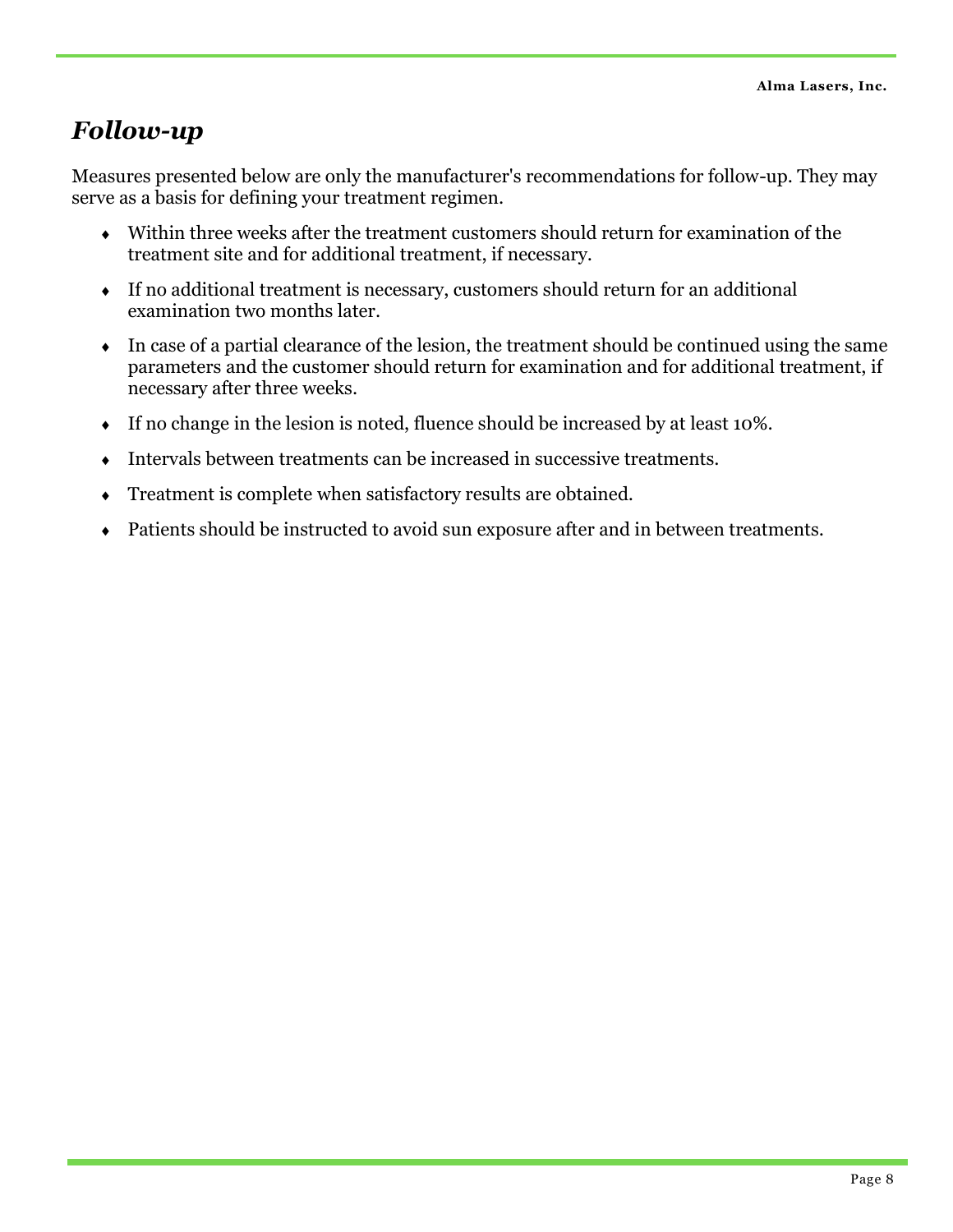## *Follow-up*

Measures presented below are only the manufacturer's recommendations for follow-up. They may serve as a basis for defining your treatment regimen.

- Within three weeks after the treatment customers should return for examination of the treatment site and for additional treatment, if necessary.
- If no additional treatment is necessary, customers should return for an additional examination two months later.
- In case of a partial clearance of the lesion, the treatment should be continued using the same parameters and the customer should return for examination and for additional treatment, if necessary after three weeks.
- If no change in the lesion is noted, fluence should be increased by at least 10%.
- Intervals between treatments can be increased in successive treatments.
- Treatment is complete when satisfactory results are obtained.
- Patients should be instructed to avoid sun exposure after and in between treatments.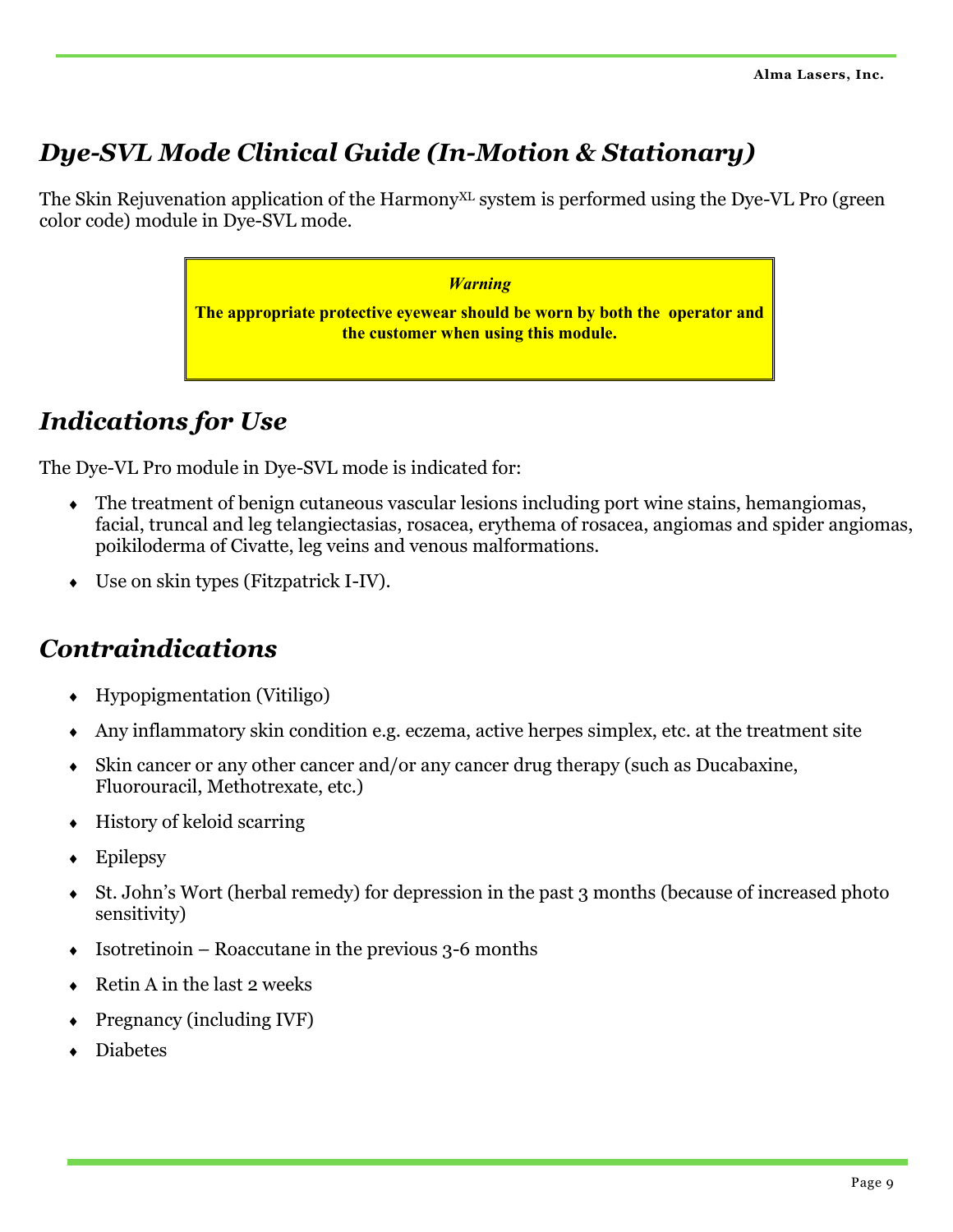## *Dye-SVL Mode Clinical Guide (In-Motion & Stationary)*

The Skin Rejuvenation application of the Harmony$^{XL}$ system is performed using the Dye-VL Pro (green color code) module in Dye-SVL mode.

> ***Warning***
>
> **The appropriate protective eyewear should be worn by both the operator and the customer when using this module.**

## *Indications for Use*

The Dye-VL Pro module in Dye-SVL mode is indicated for:

- The treatment of benign cutaneous vascular lesions including port wine stains, hemangiomas, facial, truncal and leg telangiectasias, rosacea, erythema of rosacea, angiomas and spider angiomas, poikiloderma of Civatte, leg veins and venous malformations.
- Use on skin types (Fitzpatrick I-IV).

## *Contraindications*

- Hypopigmentation (Vitiligo)
- Any inflammatory skin condition e.g. eczema, active herpes simplex, etc. at the treatment site
- Skin cancer or any other cancer and/or any cancer drug therapy (such as Ducabaxine, Fluorouracil, Methotrexate, etc.)
- History of keloid scarring
- Epilepsy
- St. John's Wort (herbal remedy) for depression in the past 3 months (because of increased photo sensitivity)
- Isotretinoin – Roaccutane in the previous 3-6 months
- Retin A in the last 2 weeks
- Pregnancy (including IVF)
- Diabetes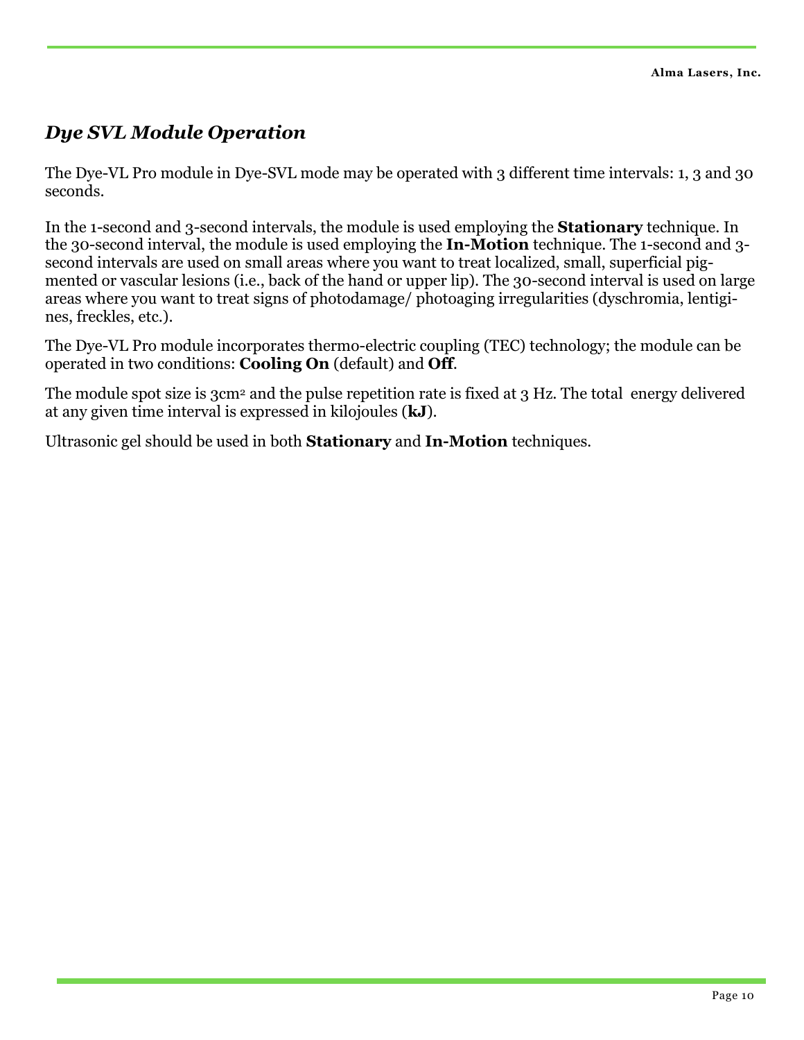## *Dye SVL Module Operation*

The Dye-VL Pro module in Dye-SVL mode may be operated with 3 different time intervals: 1, 3 and 30 seconds.

In the 1-second and 3-second intervals, the module is used employing the **Stationary** technique. In the 30-second interval, the module is used employing the **In-Motion** technique. The 1-second and 3-second intervals are used on small areas where you want to treat localized, small, superficial pigmented or vascular lesions (i.e., back of the hand or upper lip). The 30-second interval is used on large areas where you want to treat signs of photodamage/ photoaging irregularities (dyschromia, lentigines, freckles, etc.).

The Dye-VL Pro module incorporates thermo-electric coupling (TEC) technology; the module can be operated in two conditions: **Cooling On** (default) and **Off**.

The module spot size is 3cm$^2$ and the pulse repetition rate is fixed at 3 Hz. The total energy delivered at any given time interval is expressed in kilojoules (**kJ**).

Ultrasonic gel should be used in both **Stationary** and **In-Motion** techniques.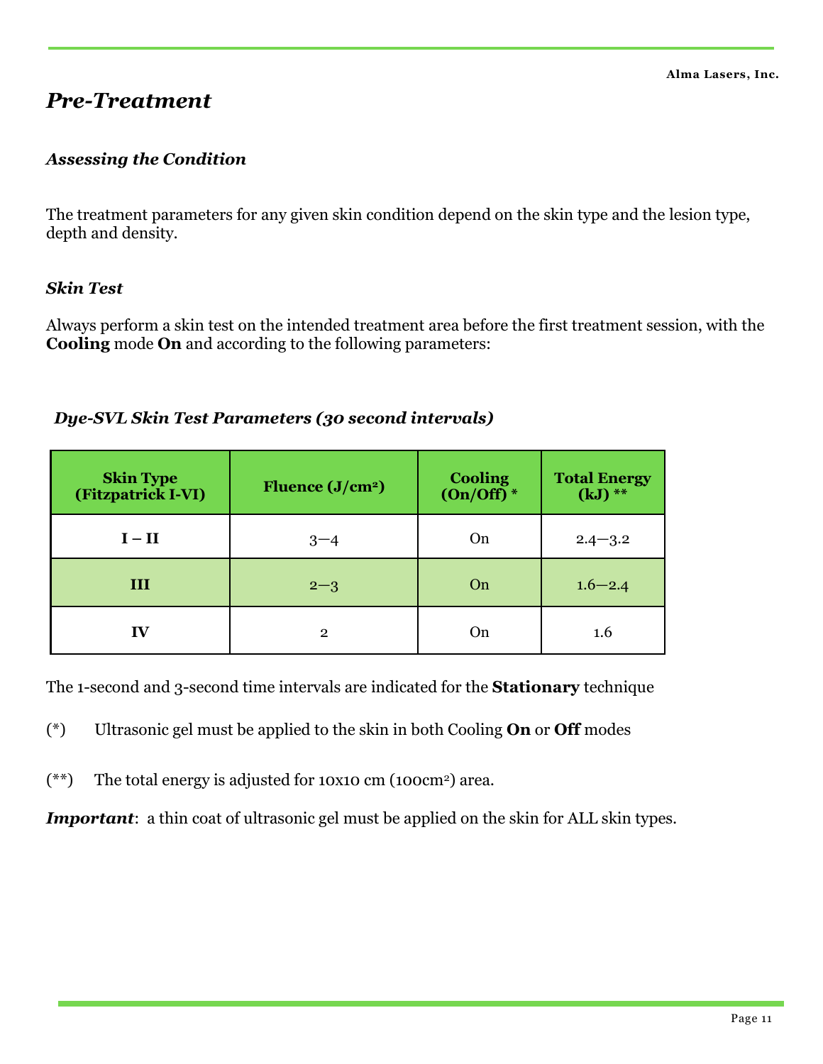## *Pre-Treatment*

### *Assessing the Condition*

The treatment parameters for any given skin condition depend on the skin type and the lesion type, depth and density.

### *Skin Test*

Always perform a skin test on the intended treatment area before the first treatment session, with the **Cooling** mode **On** and according to the following parameters:

***Dye-SVL Skin Test Parameters (30 second intervals)***

| Skin Type (Fitzpatrick I-VI) | Fluence (J/cm²) | Cooling (On/Off) * | Total Energy (kJ) ** |
|---|---|---|---|
| **I – II** | 3—4 | On | 2.4—3.2 |
| **III** | 2—3 | On | 1.6—2.4 |
| **IV** | 2 | On | 1.6 |

The 1-second and 3-second time intervals are indicated for the **Stationary** technique

(*) Ultrasonic gel must be applied to the skin in both Cooling **On** or **Off** modes

(**) The total energy is adjusted for 10x10 cm (100cm²) area.

***Important***: a thin coat of ultrasonic gel must be applied on the skin for ALL skin types.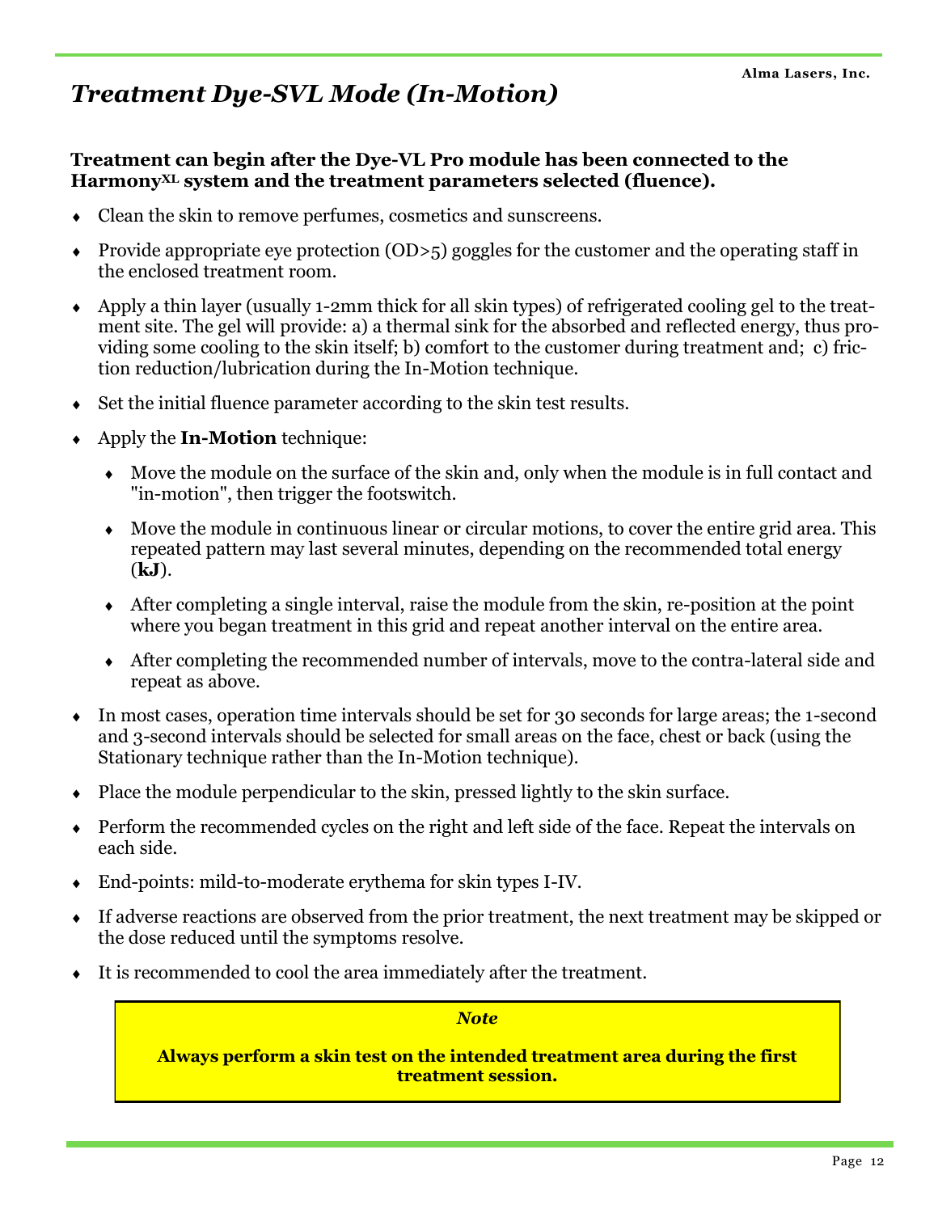# *Treatment Dye-SVL Mode (In-Motion)*

**Treatment can begin after the Dye-VL Pro module has been connected to the Harmony$^{XL}$ system and the treatment parameters selected (fluence).**

- Clean the skin to remove perfumes, cosmetics and sunscreens.
- Provide appropriate eye protection (OD>5) goggles for the customer and the operating staff in the enclosed treatment room.
- Apply a thin layer (usually 1-2mm thick for all skin types) of refrigerated cooling gel to the treatment site. The gel will provide: a) a thermal sink for the absorbed and reflected energy, thus providing some cooling to the skin itself; b) comfort to the customer during treatment and; c) friction reduction/lubrication during the In-Motion technique.
- Set the initial fluence parameter according to the skin test results.
- Apply the **In-Motion** technique:
  - Move the module on the surface of the skin and, only when the module is in full contact and "in-motion", then trigger the footswitch.
  - Move the module in continuous linear or circular motions, to cover the entire grid area. This repeated pattern may last several minutes, depending on the recommended total energy (**kJ**).
  - After completing a single interval, raise the module from the skin, re-position at the point where you began treatment in this grid and repeat another interval on the entire area.
  - After completing the recommended number of intervals, move to the contra-lateral side and repeat as above.
- In most cases, operation time intervals should be set for 30 seconds for large areas; the 1-second and 3-second intervals should be selected for small areas on the face, chest or back (using the Stationary technique rather than the In-Motion technique).
- Place the module perpendicular to the skin, pressed lightly to the skin surface.
- Perform the recommended cycles on the right and left side of the face. Repeat the intervals on each side.
- End-points: mild-to-moderate erythema for skin types I-IV.
- If adverse reactions are observed from the prior treatment, the next treatment may be skipped or the dose reduced until the symptoms resolve.
- It is recommended to cool the area immediately after the treatment.

> ***Note***
>
> **Always perform a skin test on the intended treatment area during the first treatment session.**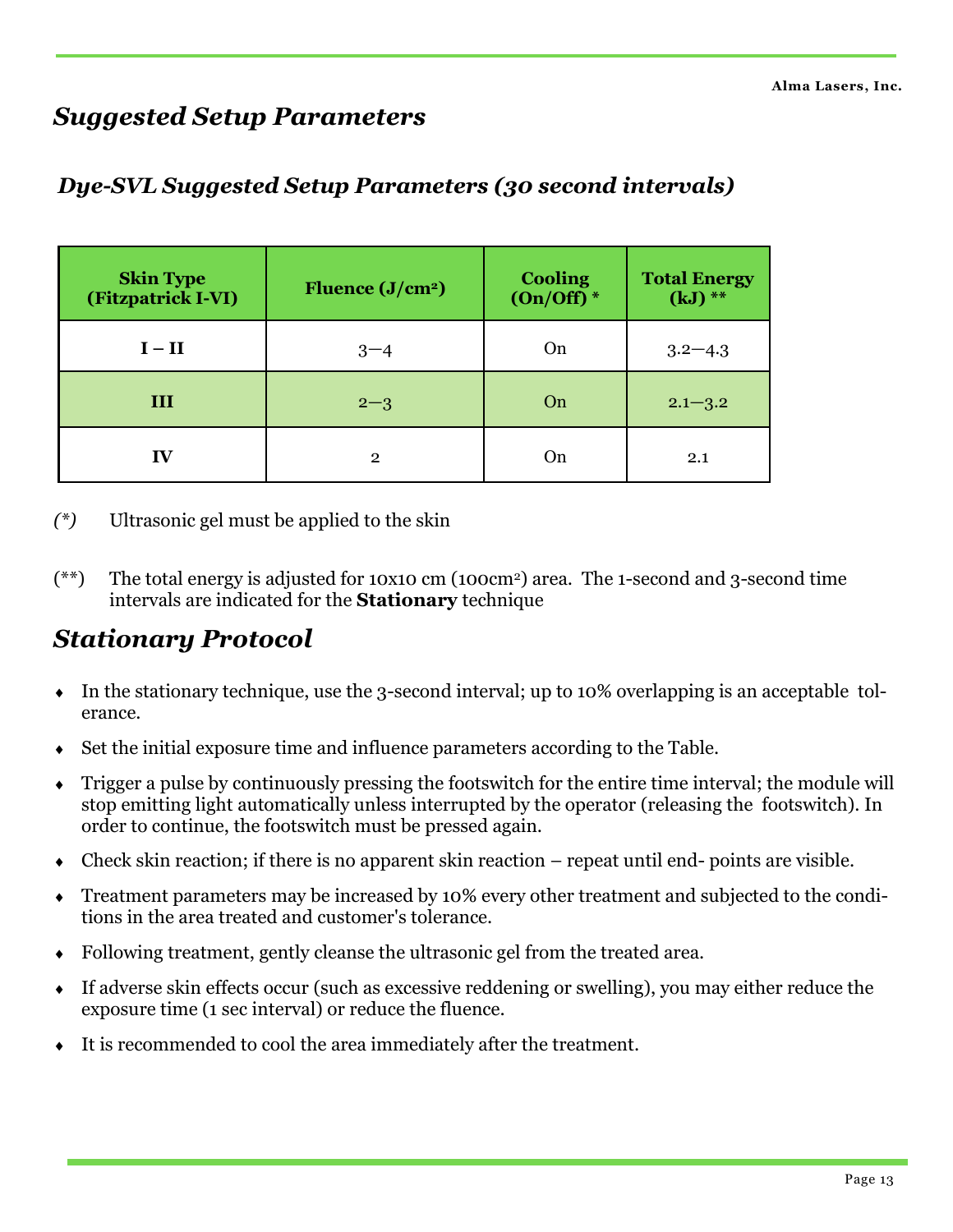# Suggested Setup Parameters

## Dye-SVL Suggested Setup Parameters (30 second intervals)

| Skin Type (Fitzpatrick I-VI) | Fluence (J/cm²) | Cooling (On/Off) * | Total Energy (kJ) ** |
|---|---|---|---|
| **I – II** | 3—4 | On | 3.2—4.3 |
| **III** | 2—3 | On | 2.1—3.2 |
| **IV** | 2 | On | 2.1 |

*(\*)* Ultrasonic gel must be applied to the skin

(\*\*) The total energy is adjusted for 10x10 cm (100cm²) area. The 1-second and 3-second time intervals are indicated for the **Stationary** technique

# Stationary Protocol

- In the stationary technique, use the 3-second interval; up to 10% overlapping is an acceptable tolerance.
- Set the initial exposure time and influence parameters according to the Table.
- Trigger a pulse by continuously pressing the footswitch for the entire time interval; the module will stop emitting light automatically unless interrupted by the operator (releasing the footswitch). In order to continue, the footswitch must be pressed again.
- Check skin reaction; if there is no apparent skin reaction – repeat until end- points are visible.
- Treatment parameters may be increased by 10% every other treatment and subjected to the conditions in the area treated and customer's tolerance.
- Following treatment, gently cleanse the ultrasonic gel from the treated area.
- If adverse skin effects occur (such as excessive reddening or swelling), you may either reduce the exposure time (1 sec interval) or reduce the fluence.
- It is recommended to cool the area immediately after the treatment.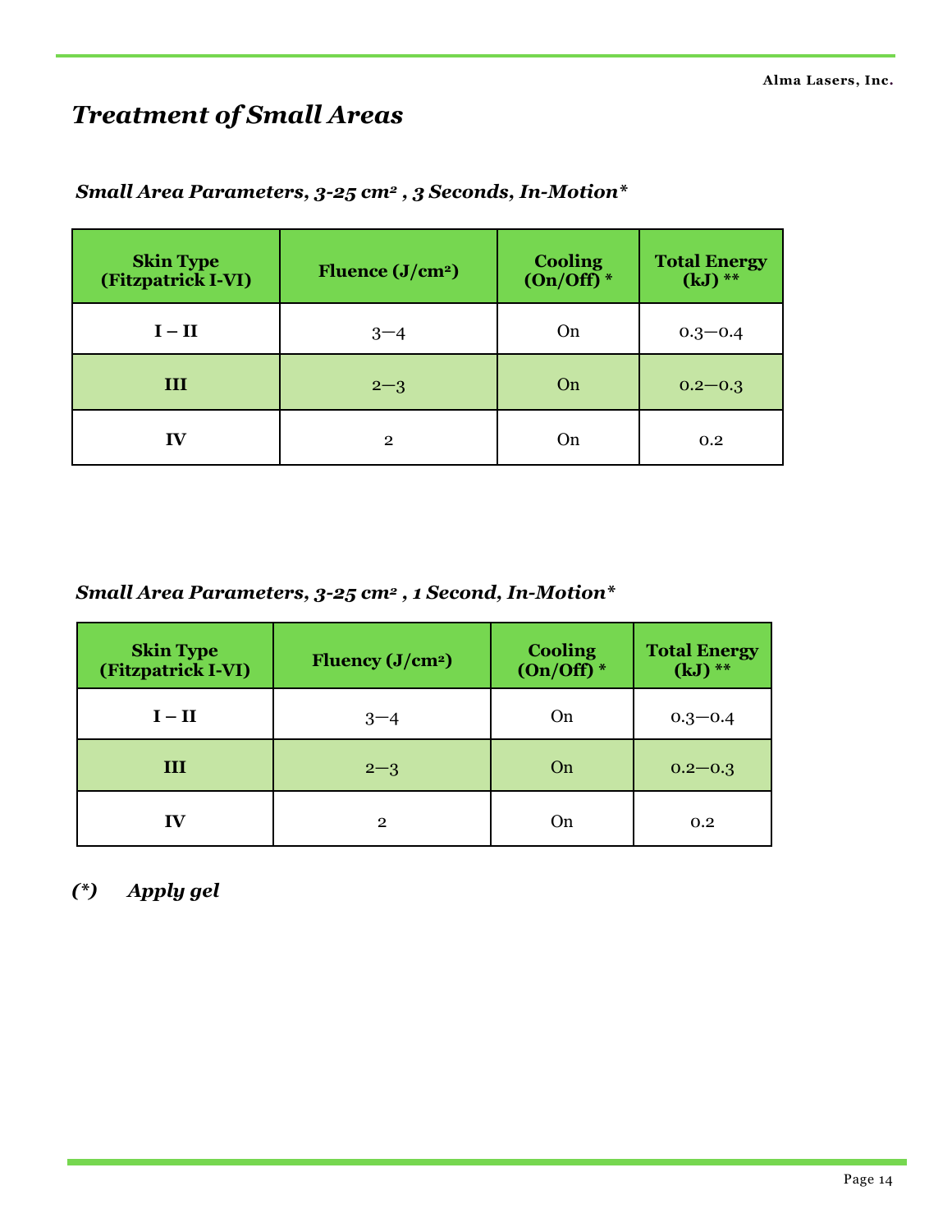# *Treatment of Small Areas*

***Small Area Parameters, 3-25 $cm^2$ , 3 Seconds, In-Motion\****

| **Skin Type (Fitzpatrick I-VI)** | **Fluence ($J/cm^2$)** | **Cooling (On/Off) \*** | **Total Energy (kJ) \*\*** |
|---|---|---|---|
| **I – II** | 3—4 | On | 0.3—0.4 |
| **III** | 2—3 | On | 0.2—0.3 |
| **IV** | 2 | On | 0.2 |

***Small Area Parameters, 3-25 $cm^2$ , 1 Second, In-Motion\****

| **Skin Type (Fitzpatrick I-VI)** | **Fluency ($J/cm^2$)** | **Cooling (On/Off) \*** | **Total Energy (kJ) \*\*** |
|---|---|---|---|
| **I – II** | 3—4 | On | 0.3—0.4 |
| **III** | 2—3 | On | 0.2—0.3 |
| **IV** | 2 | On | 0.2 |

***(\*)     Apply gel***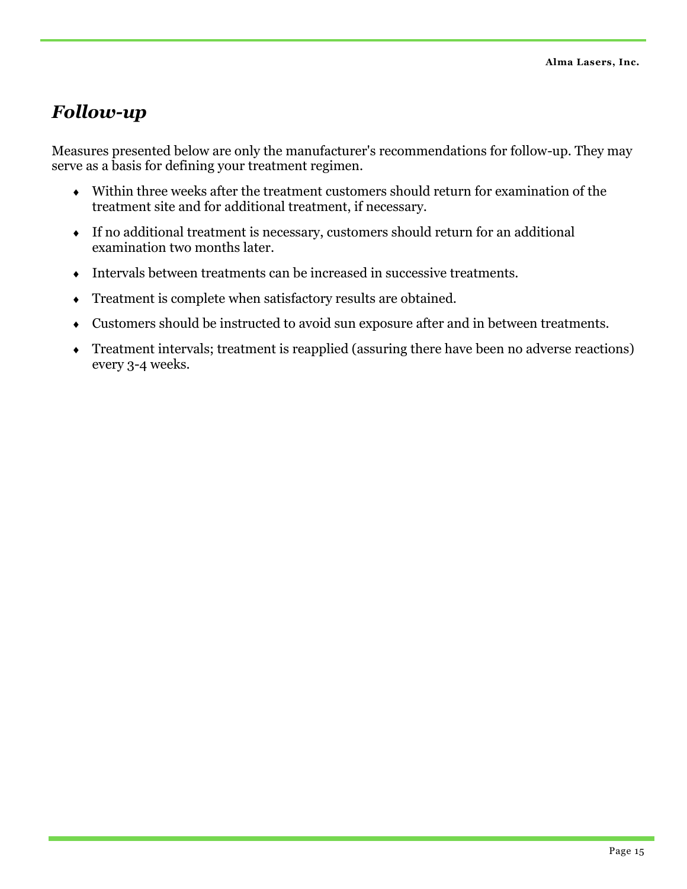## *Follow-up*

Measures presented below are only the manufacturer's recommendations for follow-up. They may serve as a basis for defining your treatment regimen.

- Within three weeks after the treatment customers should return for examination of the treatment site and for additional treatment, if necessary.
- If no additional treatment is necessary, customers should return for an additional examination two months later.
- Intervals between treatments can be increased in successive treatments.
- Treatment is complete when satisfactory results are obtained.
- Customers should be instructed to avoid sun exposure after and in between treatments.
- Treatment intervals; treatment is reapplied (assuring there have been no adverse reactions) every 3-4 weeks.